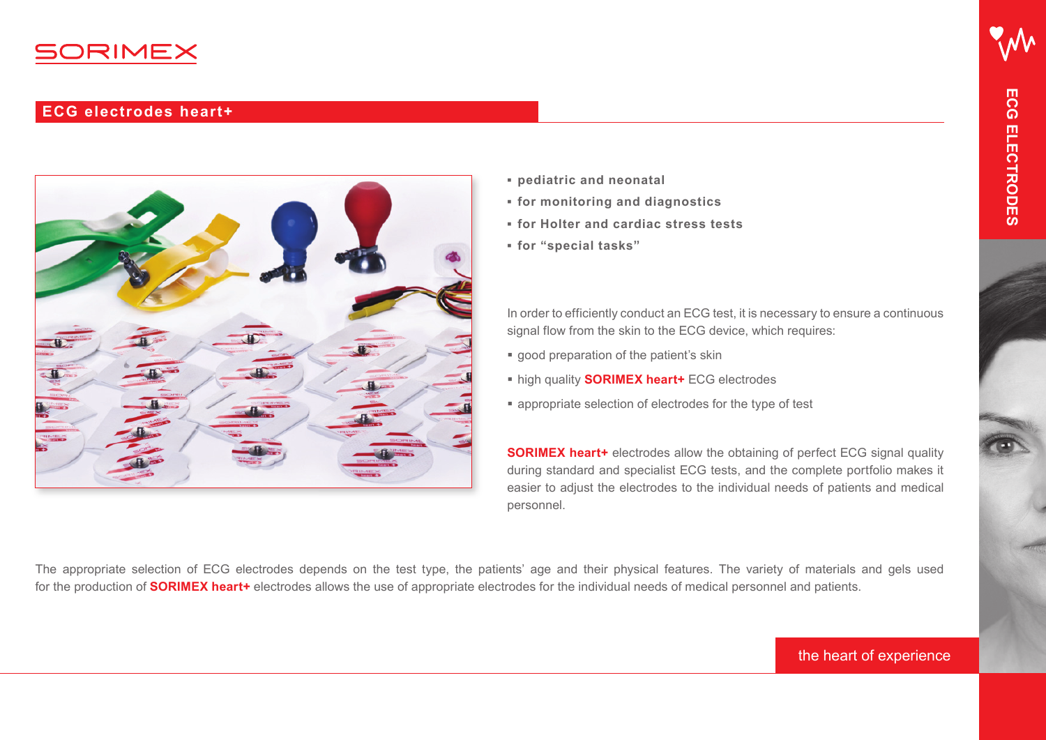# SORIMEX

## ECG electrodes heart+

- **pediatric and neonatal**
- **for monitoring and diagnostics**
- **for Holter and cardiac stress tests**
- **for "special tasks"**

In order to efficiently conduct an ECG test, it is necessary to ensure a continuous signal flow from the skin to the ECG device, which requires:

- good preparation of the patient's skin
- high quality **SORIMEX heart+** ECG electrodes
- appropriate selection of electrodes for the type of test

**SORIMEX heart+** electrodes allow the obtaining of perfect ECG signal quality during standard and specialist ECG tests, and the complete portfolio makes it easier to adjust the electrodes to the individual needs of patients and medical personnel.

The appropriate selection of ECG electrodes depends on the test type, the patients' age and their physical features. The variety of materials and gels used for the production of **SORIMEX heart+** electrodes allows the use of appropriate electrodes for the individual needs of medical personnel and patients.

the heart of experience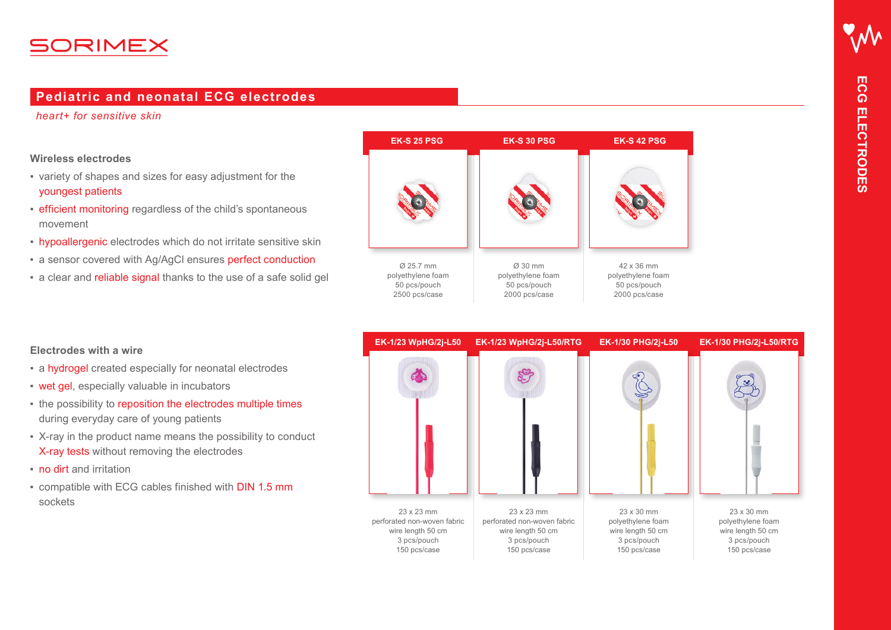# SORIMEX

## Pediatric and neonatal ECG electrodes

*heart+ for sensitive skin*

### Wireless electrodes

- variety of shapes and sizes for easy adjustment for the youngest patients
- efficient monitoring regardless of the child's spontaneous movement
- hypoallergenic electrodes which do not irritate sensitive skin
- a sensor covered with Ag/AgCl ensures perfect conduction
- a clear and reliable signal thanks to the use of a safe solid gel

| EK-S 25 PSG | EK-S 30 PSG | EK-S 42 PSG |
| --- | --- | --- |
| Ø 25.7 mm<br>polyethylene foam<br>50 pcs/pouch<br>2500 pcs/case | Ø 30 mm<br>polyethylene foam<br>50 pcs/pouch<br>2000 pcs/case | 42 x 36 mm<br>polyethylene foam<br>50 pcs/pouch<br>2000 pcs/case |

### Electrodes with a wire

- a hydrogel created especially for neonatal electrodes
- wet gel, especially valuable in incubators
- the possibility to reposition the electrodes multiple times during everyday care of young patients
- X-ray in the product name means the possibility to conduct X-ray tests without removing the electrodes
- no dirt and irritation
- compatible with ECG cables finished with DIN 1.5 mm sockets

| EK-1/23 WpHG/2j-L50 | EK-1/23 WpHG/2j-L50/RTG | EK-1/30 PHG/2j-L50 | EK-1/30 PHG/2j-L50/RTG |
| --- | --- | --- | --- |
| 23 x 23 mm<br>perforated non-woven fabric<br>wire length 50 cm<br>3 pcs/pouch<br>150 pcs/case | 23 x 23 mm<br>perforated non-woven fabric<br>wire length 50 cm<br>3 pcs/pouch<br>150 pcs/case | 23 x 30 mm<br>polyethylene foam<br>wire length 50 cm<br>3 pcs/pouch<br>150 pcs/case | 23 x 30 mm<br>polyethylene foam<br>wire length 50 cm<br>3 pcs/pouch<br>150 pcs/case |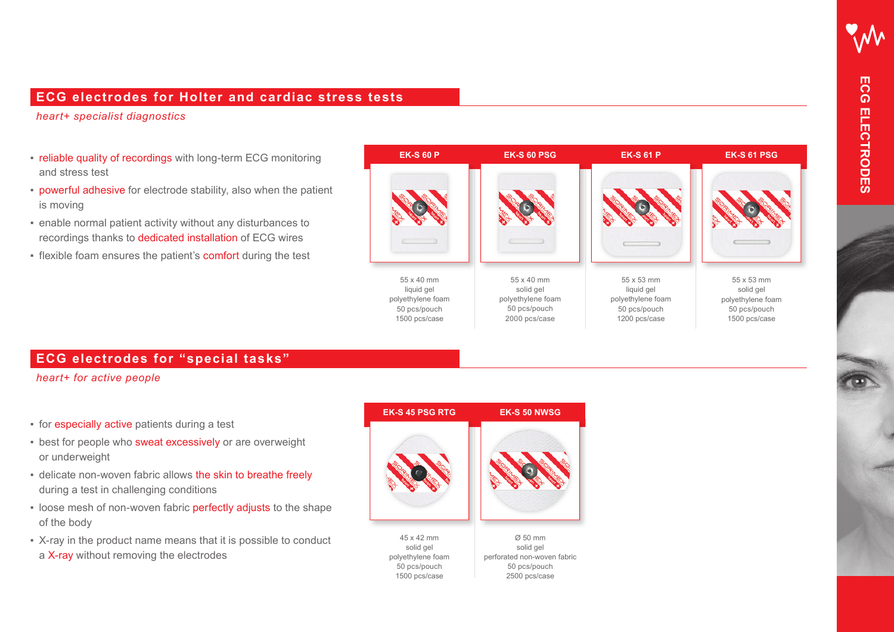## ECG electrodes for Holter and cardiac stress tests

*heart+ specialist diagnostics*

- reliable quality of recordings with long-term ECG monitoring and stress test
- powerful adhesive for electrode stability, also when the patient is moving
- enable normal patient activity without any disturbances to recordings thanks to dedicated installation of ECG wires
- flexible foam ensures the patient's comfort during the test

| EK-S 60 P | EK-S 60 PSG | EK-S 61 P | EK-S 61 PSG |
|---|---|---|---|
| 55 x 40 mm<br>liquid gel<br>polyethylene foam<br>50 pcs/pouch<br>1500 pcs/case | 55 x 40 mm<br>solid gel<br>polyethylene foam<br>50 pcs/pouch<br>2000 pcs/case | 55 x 53 mm<br>liquid gel<br>polyethylene foam<br>50 pcs/pouch<br>1200 pcs/case | 55 x 53 mm<br>solid gel<br>polyethylene foam<br>50 pcs/pouch<br>1500 pcs/case |

## ECG electrodes for "special tasks"

*heart+ for active people*

- for especially active patients during a test
- best for people who sweat excessively or are overweight or underweight
- delicate non-woven fabric allows the skin to breathe freely during a test in challenging conditions
- loose mesh of non-woven fabric perfectly adjusts to the shape of the body
- X-ray in the product name means that it is possible to conduct a X-ray without removing the electrodes

| EK-S 45 PSG RTG | EK-S 50 NWSG |
|---|---|
| 45 x 42 mm<br>solid gel<br>polyethylene foam<br>50 pcs/pouch<br>1500 pcs/case | Ø 50 mm<br>solid gel<br>perforated non-woven fabric<br>50 pcs/pouch<br>2500 pcs/case |

ECG ELECTRODES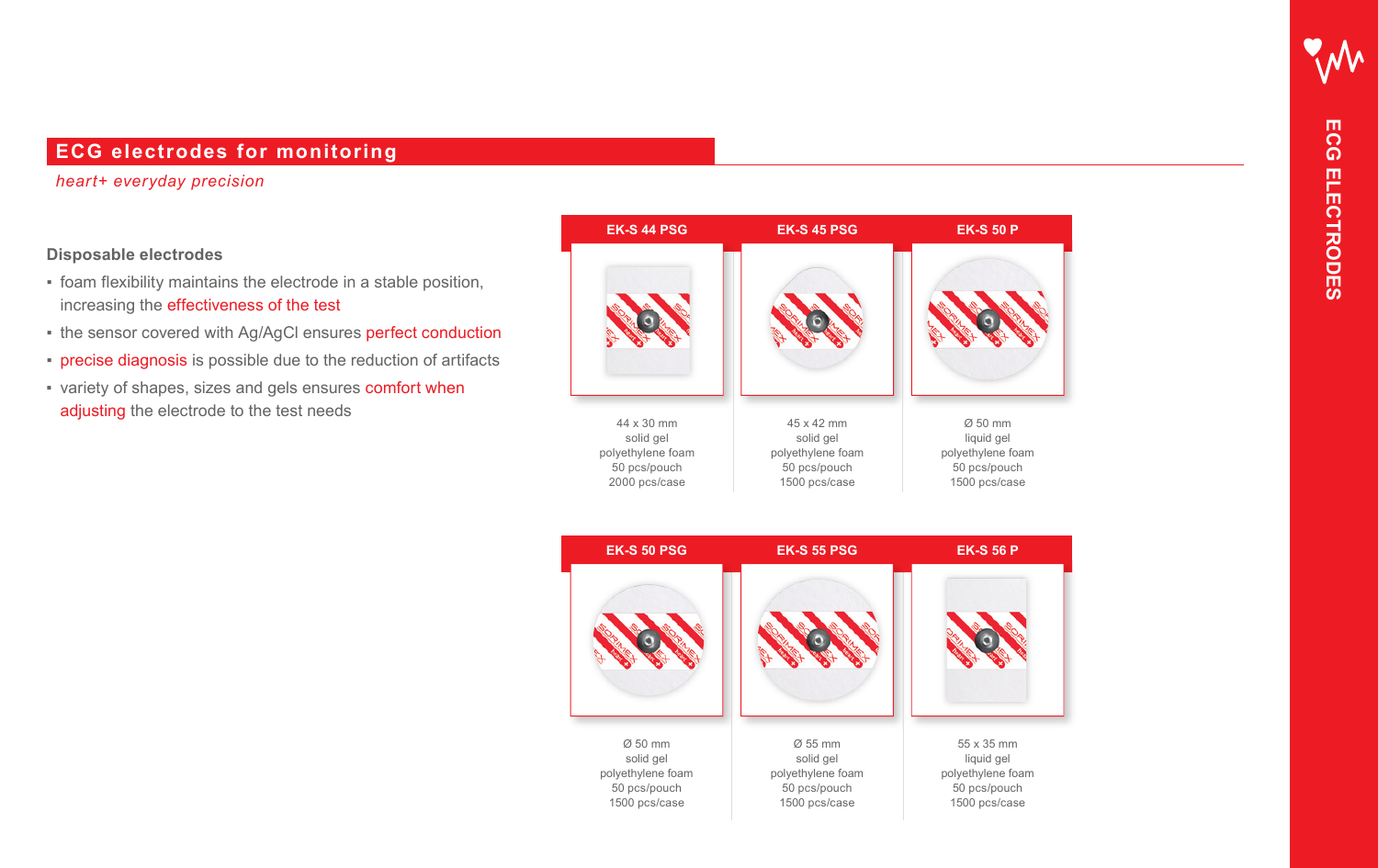## ECG electrodes for monitoring

*heart+ everyday precision*

### Disposable electrodes

- foam flexibility maintains the electrode in a stable position, increasing the effectiveness of the test
- the sensor covered with Ag/AgCl ensures perfect conduction
- precise diagnosis is possible due to the reduction of artifacts
- variety of shapes, sizes and gels ensures comfort when adjusting the electrode to the test needs

| EK-S 44 PSG | EK-S 45 PSG | EK-S 50 P |
|---|---|---|
| 44 x 30 mm | 45 x 42 mm | Ø 50 mm |
| solid gel | solid gel | liquid gel |
| polyethylene foam | polyethylene foam | polyethylene foam |
| 50 pcs/pouch | 50 pcs/pouch | 50 pcs/pouch |
| 2000 pcs/case | 1500 pcs/case | 1500 pcs/case |

| EK-S 50 PSG | EK-S 55 PSG | EK-S 56 P |
|---|---|---|
| Ø 50 mm | Ø 55 mm | 55 x 35 mm |
| solid gel | solid gel | liquid gel |
| polyethylene foam | polyethylene foam | polyethylene foam |
| 50 pcs/pouch | 50 pcs/pouch | 50 pcs/pouch |
| 1500 pcs/case | 1500 pcs/case | 1500 pcs/case |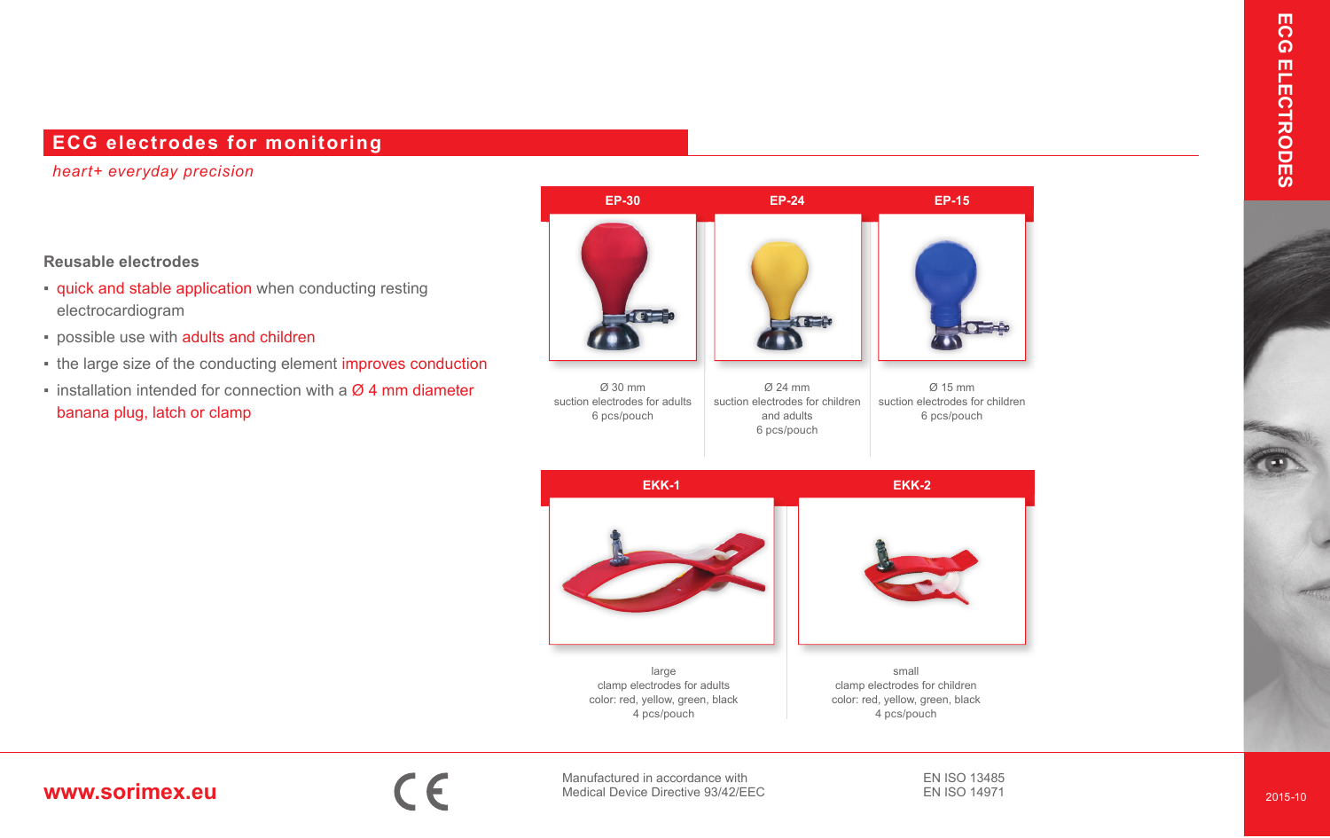## ECG electrodes for monitoring

*heart+ everyday precision*

### Reusable electrodes

- quick and stable application when conducting resting electrocardiogram
- possible use with adults and children
- the large size of the conducting element improves conduction
- installation intended for connection with a Ø 4 mm diameter banana plug, latch or clamp

| EP-30 | EP-24 | EP-15 |
|---|---|---|
| Ø 30 mm<br>suction electrodes for adults<br>6 pcs/pouch | Ø 24 mm<br>suction electrodes for children and adults<br>6 pcs/pouch | Ø 15 mm<br>suction electrodes for children<br>6 pcs/pouch |

| EKK-1 | EKK-2 |
|---|---|
| large<br>clamp electrodes for adults<br>color: red, yellow, green, black<br>4 pcs/pouch | small<br>clamp electrodes for children<br>color: red, yellow, green, black<br>4 pcs/pouch |

**www.sorimex.eu**

CE

Manufactured in accordance with Medical Device Directive 93/42/EEC

EN ISO 13485
EN ISO 14971

2015-10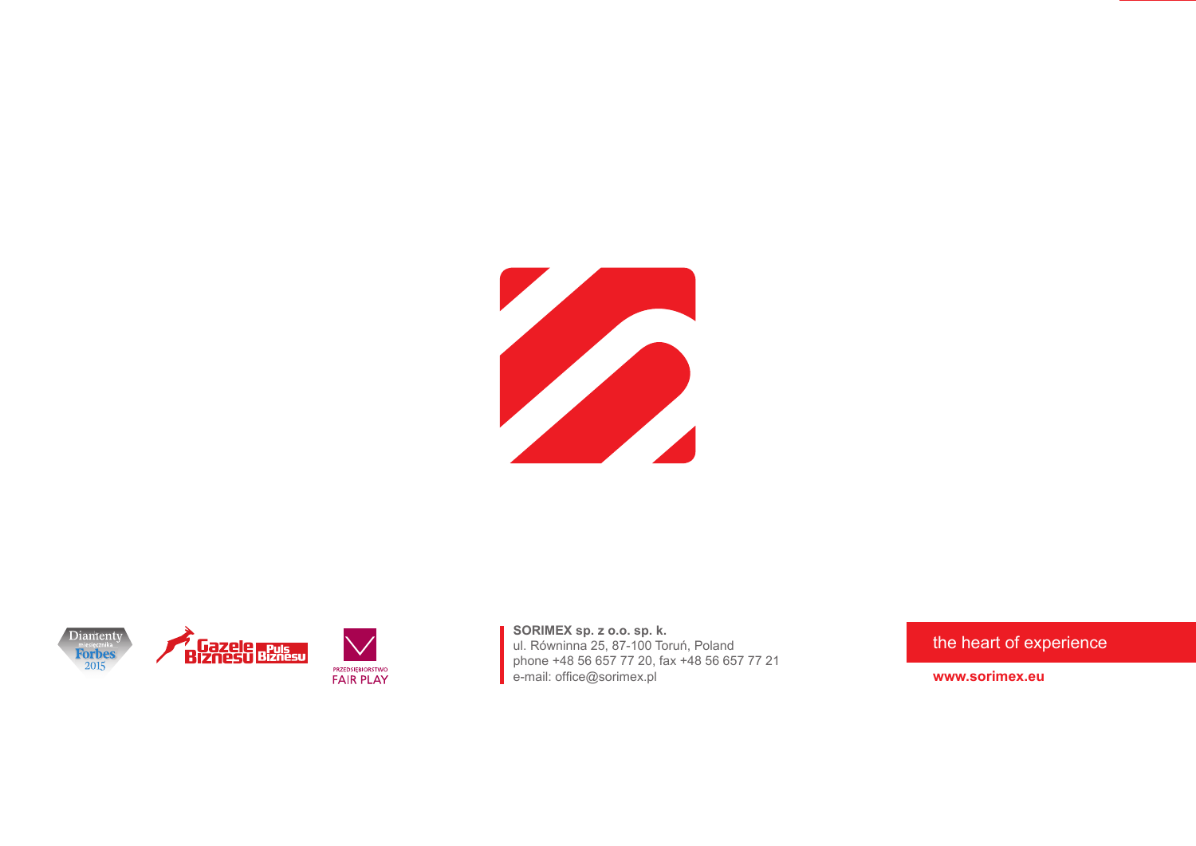**SORIMEX sp. z o.o. sp. k.**
ul. Równinna 25, 87-100 Toruń, Poland
phone +48 56 657 77 20, fax +48 56 657 77 21
e-mail: office@sorimex.pl

the heart of experience

**www.sorimex.eu**